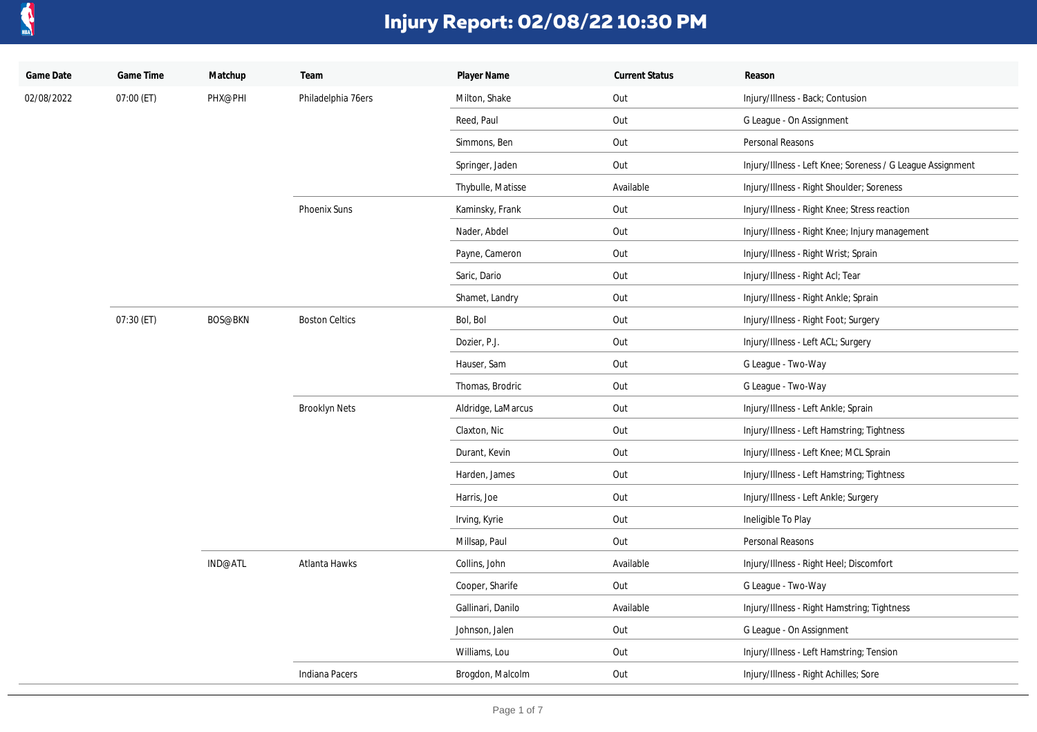# Injury Report: 02/08/22 10:30 PM

| Game Date | Game Time | Matchup | Team | Player Name | Current Status | Reason |
|---|---|---|---|---|---|---|
| 02/08/2022 | 07:00 (ET) | PHX@PHI | Philadelphia 76ers | Milton, Shake | Out | Injury/Illness - Back; Contusion |
| | | | | Reed, Paul | Out | G League - On Assignment |
| | | | | Simmons, Ben | Out | Personal Reasons |
| | | | | Springer, Jaden | Out | Injury/Illness - Left Knee; Soreness / G League Assignment |
| | | | | Thybulle, Matisse | Available | Injury/Illness - Right Shoulder; Soreness |
| | | | Phoenix Suns | Kaminsky, Frank | Out | Injury/Illness - Right Knee; Stress reaction |
| | | | | Nader, Abdel | Out | Injury/Illness - Right Knee; Injury management |
| | | | | Payne, Cameron | Out | Injury/Illness - Right Wrist; Sprain |
| | | | | Saric, Dario | Out | Injury/Illness - Right Acl; Tear |
| | | | | Shamet, Landry | Out | Injury/Illness - Right Ankle; Sprain |
| | 07:30 (ET) | BOS@BKN | Boston Celtics | Bol, Bol | Out | Injury/Illness - Right Foot; Surgery |
| | | | | Dozier, P.J. | Out | Injury/Illness - Left ACL; Surgery |
| | | | | Hauser, Sam | Out | G League - Two-Way |
| | | | | Thomas, Brodric | Out | G League - Two-Way |
| | | | Brooklyn Nets | Aldridge, LaMarcus | Out | Injury/Illness - Left Ankle; Sprain |
| | | | | Claxton, Nic | Out | Injury/Illness - Left Hamstring; Tightness |
| | | | | Durant, Kevin | Out | Injury/Illness - Left Knee; MCL Sprain |
| | | | | Harden, James | Out | Injury/Illness - Left Hamstring; Tightness |
| | | | | Harris, Joe | Out | Injury/Illness - Left Ankle; Surgery |
| | | | | Irving, Kyrie | Out | Ineligible To Play |
| | | | | Millsap, Paul | Out | Personal Reasons |
| | | IND@ATL | Atlanta Hawks | Collins, John | Available | Injury/Illness - Right Heel; Discomfort |
| | | | | Cooper, Sharife | Out | G League - Two-Way |
| | | | | Gallinari, Danilo | Available | Injury/Illness - Right Hamstring; Tightness |
| | | | | Johnson, Jalen | Out | G League - On Assignment |
| | | | | Williams, Lou | Out | Injury/Illness - Left Hamstring; Tension |
| | | | Indiana Pacers | Brogdon, Malcolm | Out | Injury/Illness - Right Achilles; Sore |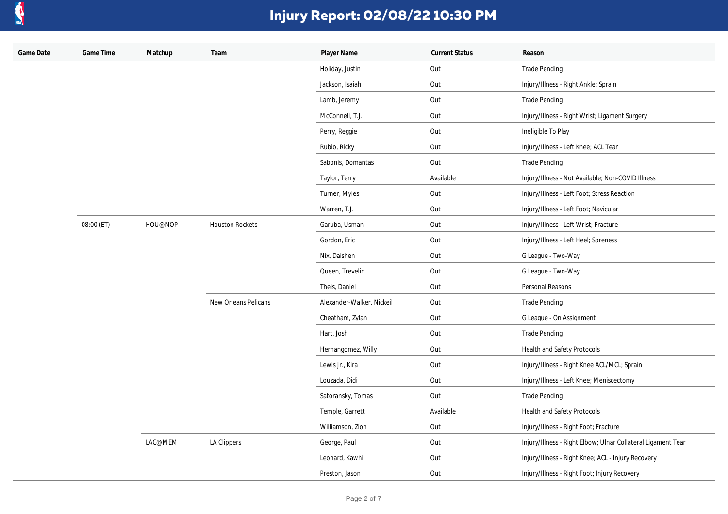# Injury Report: 02/08/22 10:30 PM

| Game Date | Game Time | Matchup | Team | Player Name | Current Status | Reason |
|---|---|---|---|---|---|---|
| | | | | Holiday, Justin | Out | Trade Pending |
| | | | | Jackson, Isaiah | Out | Injury/Illness - Right Ankle; Sprain |
| | | | | Lamb, Jeremy | Out | Trade Pending |
| | | | | McConnell, T.J. | Out | Injury/Illness - Right Wrist; Ligament Surgery |
| | | | | Perry, Reggie | Out | Ineligible To Play |
| | | | | Rubio, Ricky | Out | Injury/Illness - Left Knee; ACL Tear |
| | | | | Sabonis, Domantas | Out | Trade Pending |
| | | | | Taylor, Terry | Available | Injury/Illness - Not Available; Non-COVID Illness |
| | | | | Turner, Myles | Out | Injury/Illness - Left Foot; Stress Reaction |
| | | | | Warren, T.J. | Out | Injury/Illness - Left Foot; Navicular |
| | 08:00 (ET) | HOU@NOP | Houston Rockets | Garuba, Usman | Out | Injury/Illness - Left Wrist; Fracture |
| | | | | Gordon, Eric | Out | Injury/Illness - Left Heel; Soreness |
| | | | | Nix, Daishen | Out | G League - Two-Way |
| | | | | Queen, Trevelin | Out | G League - Two-Way |
| | | | | Theis, Daniel | Out | Personal Reasons |
| | | | New Orleans Pelicans | Alexander-Walker, Nickeil | Out | Trade Pending |
| | | | | Cheatham, Zylan | Out | G League - On Assignment |
| | | | | Hart, Josh | Out | Trade Pending |
| | | | | Hernangomez, Willy | Out | Health and Safety Protocols |
| | | | | Lewis Jr., Kira | Out | Injury/Illness - Right Knee ACL/MCL; Sprain |
| | | | | Louzada, Didi | Out | Injury/Illness - Left Knee; Meniscectomy |
| | | | | Satoransky, Tomas | Out | Trade Pending |
| | | | | Temple, Garrett | Available | Health and Safety Protocols |
| | | | | Williamson, Zion | Out | Injury/Illness - Right Foot; Fracture |
| | | LAC@MEM | LA Clippers | George, Paul | Out | Injury/Illness - Right Elbow; Ulnar Collateral Ligament Tear |
| | | | | Leonard, Kawhi | Out | Injury/Illness - Right Knee; ACL - Injury Recovery |
| | | | | Preston, Jason | Out | Injury/Illness - Right Foot; Injury Recovery |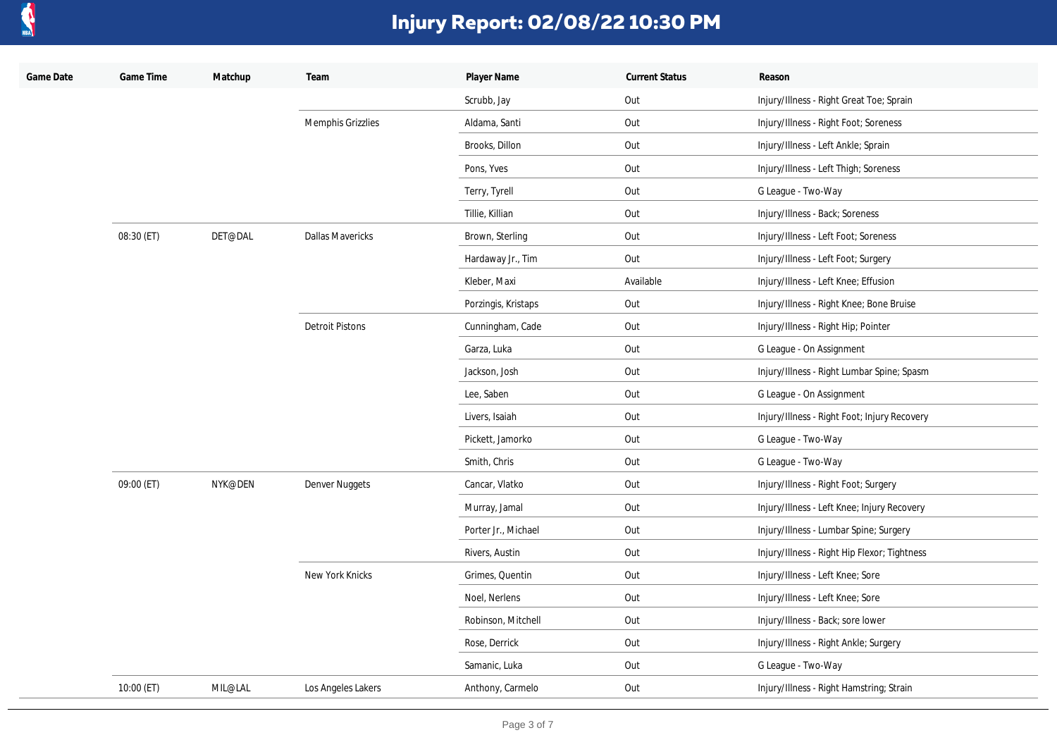# Injury Report: 02/08/22 10:30 PM

| Game Date | Game Time | Matchup | Team | Player Name | Current Status | Reason |
|---|---|---|---|---|---|---|
| | | | | Scrubb, Jay | Out | Injury/Illness - Right Great Toe; Sprain |
| | | | Memphis Grizzlies | Aldama, Santi | Out | Injury/Illness - Right Foot; Soreness |
| | | | | Brooks, Dillon | Out | Injury/Illness - Left Ankle; Sprain |
| | | | | Pons, Yves | Out | Injury/Illness - Left Thigh; Soreness |
| | | | | Terry, Tyrell | Out | G League - Two-Way |
| | | | | Tillie, Killian | Out | Injury/Illness - Back; Soreness |
| | 08:30 (ET) | DET@DAL | Dallas Mavericks | Brown, Sterling | Out | Injury/Illness - Left Foot; Soreness |
| | | | | Hardaway Jr., Tim | Out | Injury/Illness - Left Foot; Surgery |
| | | | | Kleber, Maxi | Available | Injury/Illness - Left Knee; Effusion |
| | | | | Porzingis, Kristaps | Out | Injury/Illness - Right Knee; Bone Bruise |
| | | | Detroit Pistons | Cunningham, Cade | Out | Injury/Illness - Right Hip; Pointer |
| | | | | Garza, Luka | Out | G League - On Assignment |
| | | | | Jackson, Josh | Out | Injury/Illness - Right Lumbar Spine; Spasm |
| | | | | Lee, Saben | Out | G League - On Assignment |
| | | | | Livers, Isaiah | Out | Injury/Illness - Right Foot; Injury Recovery |
| | | | | Pickett, Jamorko | Out | G League - Two-Way |
| | | | | Smith, Chris | Out | G League - Two-Way |
| | 09:00 (ET) | NYK@DEN | Denver Nuggets | Cancar, Vlatko | Out | Injury/Illness - Right Foot; Surgery |
| | | | | Murray, Jamal | Out | Injury/Illness - Left Knee; Injury Recovery |
| | | | | Porter Jr., Michael | Out | Injury/Illness - Lumbar Spine; Surgery |
| | | | | Rivers, Austin | Out | Injury/Illness - Right Hip Flexor; Tightness |
| | | | New York Knicks | Grimes, Quentin | Out | Injury/Illness - Left Knee; Sore |
| | | | | Noel, Nerlens | Out | Injury/Illness - Left Knee; Sore |
| | | | | Robinson, Mitchell | Out | Injury/Illness - Back; sore lower |
| | | | | Rose, Derrick | Out | Injury/Illness - Right Ankle; Surgery |
| | | | | Samanic, Luka | Out | G League - Two-Way |
| | 10:00 (ET) | MIL@LAL | Los Angeles Lakers | Anthony, Carmelo | Out | Injury/Illness - Right Hamstring; Strain |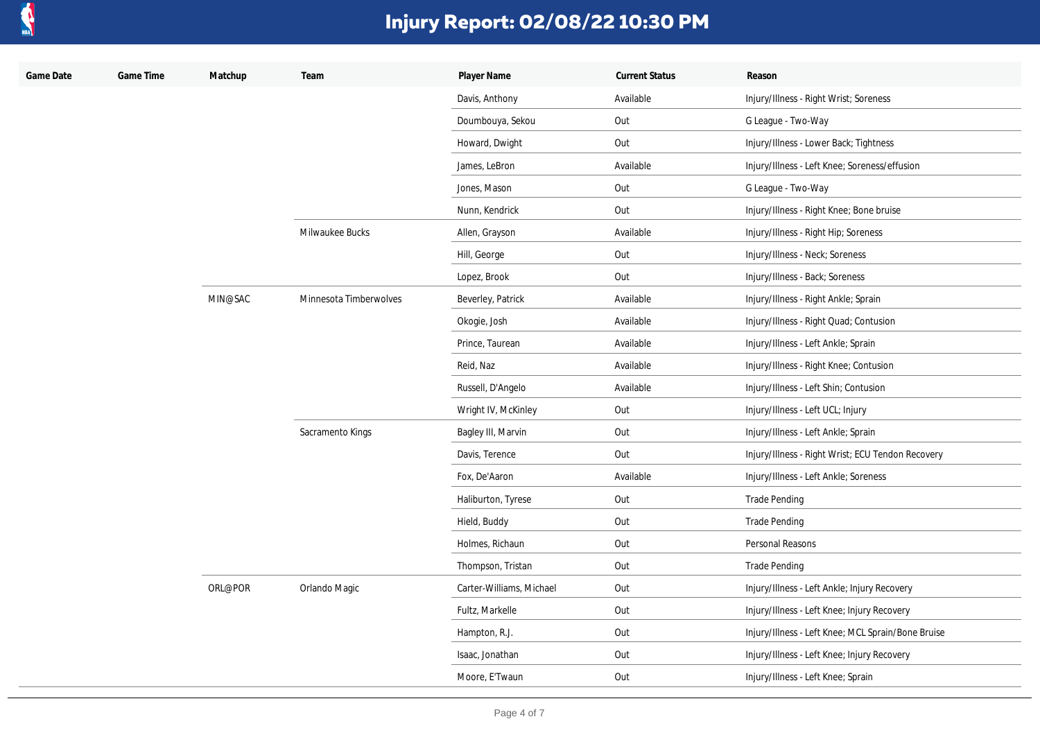# Injury Report: 02/08/22 10:30 PM

| Game Date | Game Time | Matchup | Team | Player Name | Current Status | Reason |
|---|---|---|---|---|---|---|
| | | | | Davis, Anthony | Available | Injury/Illness - Right Wrist; Soreness |
| | | | | Doumbouya, Sekou | Out | G League - Two-Way |
| | | | | Howard, Dwight | Out | Injury/Illness - Lower Back; Tightness |
| | | | | James, LeBron | Available | Injury/Illness - Left Knee; Soreness/effusion |
| | | | | Jones, Mason | Out | G League - Two-Way |
| | | | | Nunn, Kendrick | Out | Injury/Illness - Right Knee; Bone bruise |
| | | | Milwaukee Bucks | Allen, Grayson | Available | Injury/Illness - Right Hip; Soreness |
| | | | | Hill, George | Out | Injury/Illness - Neck; Soreness |
| | | | | Lopez, Brook | Out | Injury/Illness - Back; Soreness |
| | | MIN@SAC | Minnesota Timberwolves | Beverley, Patrick | Available | Injury/Illness - Right Ankle; Sprain |
| | | | | Okogie, Josh | Available | Injury/Illness - Right Quad; Contusion |
| | | | | Prince, Taurean | Available | Injury/Illness - Left Ankle; Sprain |
| | | | | Reid, Naz | Available | Injury/Illness - Right Knee; Contusion |
| | | | | Russell, D'Angelo | Available | Injury/Illness - Left Shin; Contusion |
| | | | | Wright IV, McKinley | Out | Injury/Illness - Left UCL; Injury |
| | | | Sacramento Kings | Bagley III, Marvin | Out | Injury/Illness - Left Ankle; Sprain |
| | | | | Davis, Terence | Out | Injury/Illness - Right Wrist; ECU Tendon Recovery |
| | | | | Fox, De'Aaron | Available | Injury/Illness - Left Ankle; Soreness |
| | | | | Haliburton, Tyrese | Out | Trade Pending |
| | | | | Hield, Buddy | Out | Trade Pending |
| | | | | Holmes, Richaun | Out | Personal Reasons |
| | | | | Thompson, Tristan | Out | Trade Pending |
| | | ORL@POR | Orlando Magic | Carter-Williams, Michael | Out | Injury/Illness - Left Ankle; Injury Recovery |
| | | | | Fultz, Markelle | Out | Injury/Illness - Left Knee; Injury Recovery |
| | | | | Hampton, R.J. | Out | Injury/Illness - Left Knee; MCL Sprain/Bone Bruise |
| | | | | Isaac, Jonathan | Out | Injury/Illness - Left Knee; Injury Recovery |
| | | | | Moore, E'Twaun | Out | Injury/Illness - Left Knee; Sprain |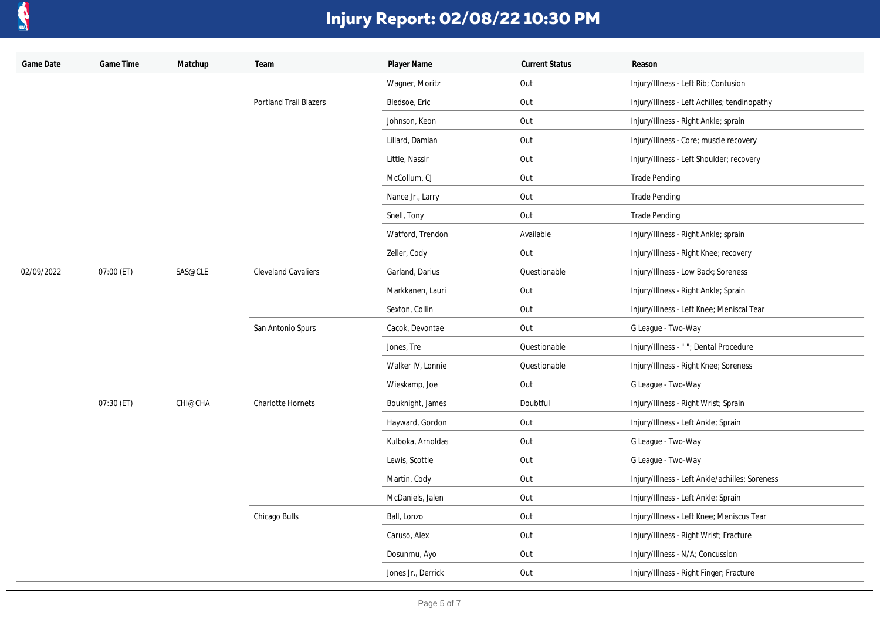# Injury Report: 02/08/22 10:30 PM

| Game Date | Game Time | Matchup | Team | Player Name | Current Status | Reason |
|---|---|---|---|---|---|---|
| | | | | Wagner, Moritz | Out | Injury/Illness - Left Rib; Contusion |
| | | | Portland Trail Blazers | Bledsoe, Eric | Out | Injury/Illness - Left Achilles; tendinopathy |
| | | | | Johnson, Keon | Out | Injury/Illness - Right Ankle; sprain |
| | | | | Lillard, Damian | Out | Injury/Illness - Core; muscle recovery |
| | | | | Little, Nassir | Out | Injury/Illness - Left Shoulder; recovery |
| | | | | McCollum, CJ | Out | Trade Pending |
| | | | | Nance Jr., Larry | Out | Trade Pending |
| | | | | Snell, Tony | Out | Trade Pending |
| | | | | Watford, Trendon | Available | Injury/Illness - Right Ankle; sprain |
| | | | | Zeller, Cody | Out | Injury/Illness - Right Knee; recovery |
| 02/09/2022 | 07:00 (ET) | SAS@CLE | Cleveland Cavaliers | Garland, Darius | Questionable | Injury/Illness - Low Back; Soreness |
| | | | | Markkanen, Lauri | Out | Injury/Illness - Right Ankle; Sprain |
| | | | | Sexton, Collin | Out | Injury/Illness - Left Knee; Meniscal Tear |
| | | | San Antonio Spurs | Cacok, Devontae | Out | G League - Two-Way |
| | | | | Jones, Tre | Questionable | Injury/Illness - " "; Dental Procedure |
| | | | | Walker IV, Lonnie | Questionable | Injury/Illness - Right Knee; Soreness |
| | | | | Wieskamp, Joe | Out | G League - Two-Way |
| | 07:30 (ET) | CHI@CHA | Charlotte Hornets | Bouknight, James | Doubtful | Injury/Illness - Right Wrist; Sprain |
| | | | | Hayward, Gordon | Out | Injury/Illness - Left Ankle; Sprain |
| | | | | Kulboka, Arnoldas | Out | G League - Two-Way |
| | | | | Lewis, Scottie | Out | G League - Two-Way |
| | | | | Martin, Cody | Out | Injury/Illness - Left Ankle/achilles; Soreness |
| | | | | McDaniels, Jalen | Out | Injury/Illness - Left Ankle; Sprain |
| | | | Chicago Bulls | Ball, Lonzo | Out | Injury/Illness - Left Knee; Meniscus Tear |
| | | | | Caruso, Alex | Out | Injury/Illness - Right Wrist; Fracture |
| | | | | Dosunmu, Ayo | Out | Injury/Illness - N/A; Concussion |
| | | | | Jones Jr., Derrick | Out | Injury/Illness - Right Finger; Fracture |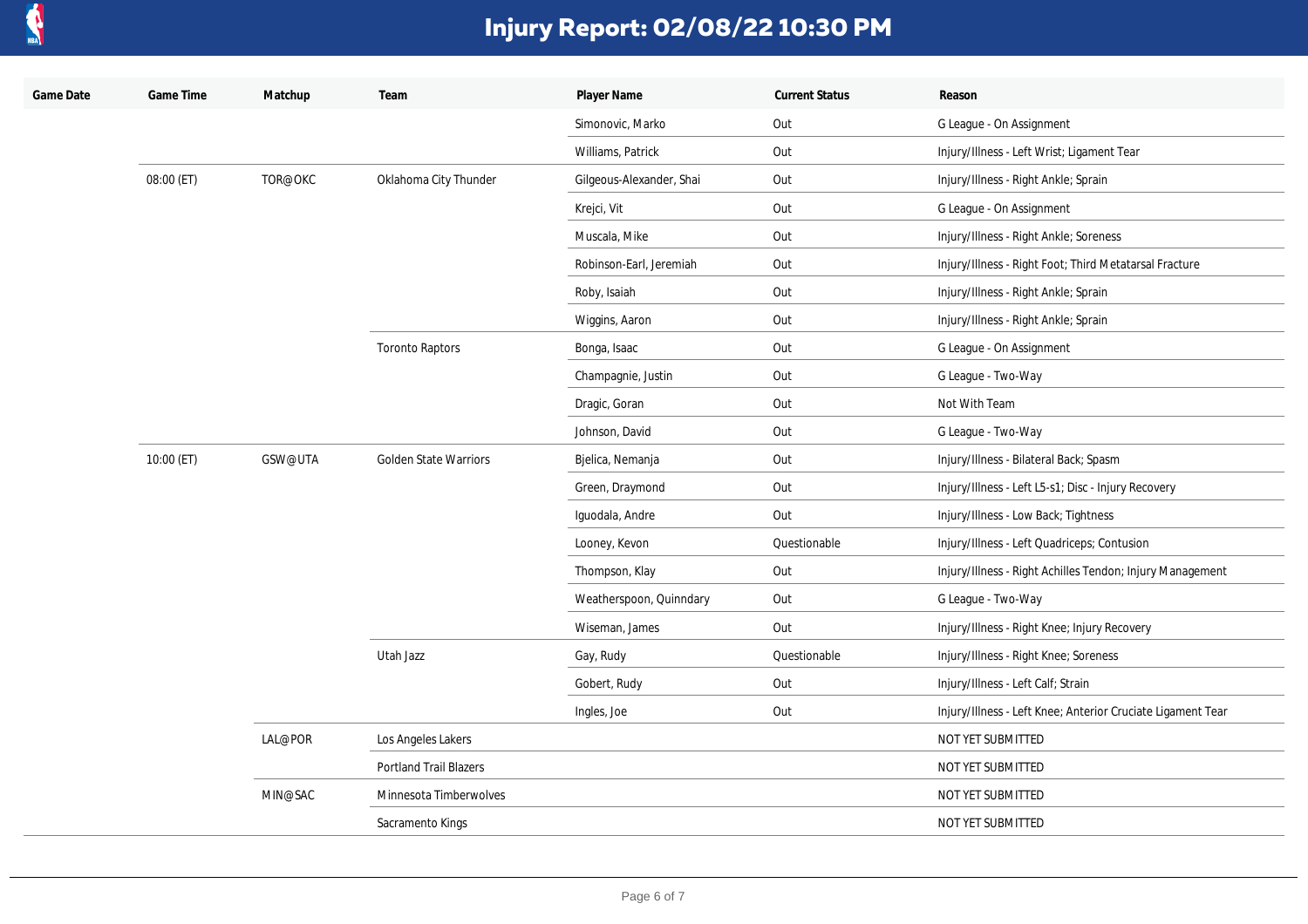# Injury Report: 02/08/22 10:30 PM

| Game Date | Game Time | Matchup | Team | Player Name | Current Status | Reason |
|---|---|---|---|---|---|---|
| | | | | Simonovic, Marko | Out | G League - On Assignment |
| | | | | Williams, Patrick | Out | Injury/Illness - Left Wrist; Ligament Tear |
| | 08:00 (ET) | TOR@OKC | Oklahoma City Thunder | Gilgeous-Alexander, Shai | Out | Injury/Illness - Right Ankle; Sprain |
| | | | | Krejci, Vit | Out | G League - On Assignment |
| | | | | Muscala, Mike | Out | Injury/Illness - Right Ankle; Soreness |
| | | | | Robinson-Earl, Jeremiah | Out | Injury/Illness - Right Foot; Third Metatarsal Fracture |
| | | | | Roby, Isaiah | Out | Injury/Illness - Right Ankle; Sprain |
| | | | | Wiggins, Aaron | Out | Injury/Illness - Right Ankle; Sprain |
| | | | Toronto Raptors | Bonga, Isaac | Out | G League - On Assignment |
| | | | | Champagnie, Justin | Out | G League - Two-Way |
| | | | | Dragic, Goran | Out | Not With Team |
| | | | | Johnson, David | Out | G League - Two-Way |
| | 10:00 (ET) | GSW@UTA | Golden State Warriors | Bjelica, Nemanja | Out | Injury/Illness - Bilateral Back; Spasm |
| | | | | Green, Draymond | Out | Injury/Illness - Left L5-s1; Disc - Injury Recovery |
| | | | | Iguodala, Andre | Out | Injury/Illness - Low Back; Tightness |
| | | | | Looney, Kevon | Questionable | Injury/Illness - Left Quadriceps; Contusion |
| | | | | Thompson, Klay | Out | Injury/Illness - Right Achilles Tendon; Injury Management |
| | | | | Weatherspoon, Quinndary | Out | G League - Two-Way |
| | | | | Wiseman, James | Out | Injury/Illness - Right Knee; Injury Recovery |
| | | | Utah Jazz | Gay, Rudy | Questionable | Injury/Illness - Right Knee; Soreness |
| | | | | Gobert, Rudy | Out | Injury/Illness - Left Calf; Strain |
| | | | | Ingles, Joe | Out | Injury/Illness - Left Knee; Anterior Cruciate Ligament Tear |
| | | LAL@POR | Los Angeles Lakers | | | NOT YET SUBMITTED |
| | | | Portland Trail Blazers | | | NOT YET SUBMITTED |
| | | MIN@SAC | Minnesota Timberwolves | | | NOT YET SUBMITTED |
| | | | Sacramento Kings | | | NOT YET SUBMITTED |